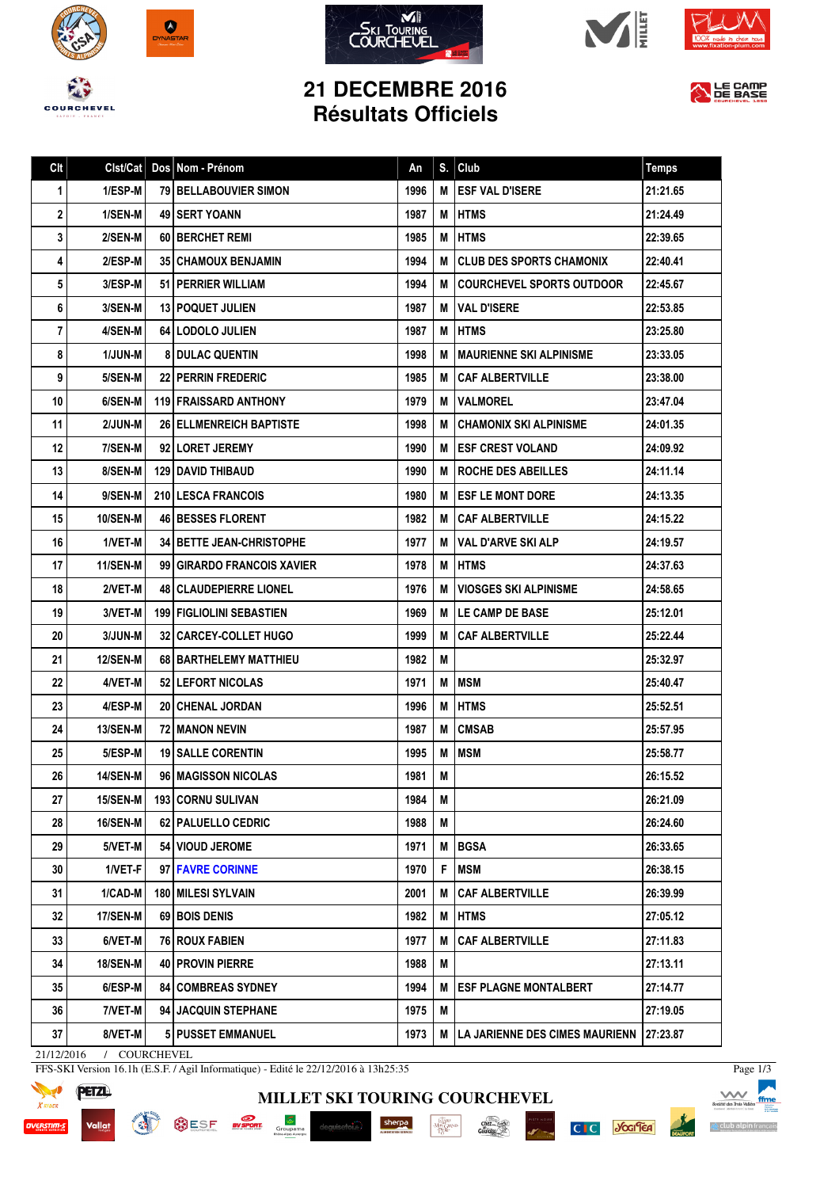# 21 DECEMBRE 2016
## Résultats Officiels

| Clt | Clst/Cat | Dos | Nom - Prénom | An | S. | Club | Temps |
|---|---|---|---|---|---|---|---|
| 1 | 1/ESP-M | 79 | BELLABOUVIER SIMON | 1996 | M | ESF VAL D'ISERE | 21:21.65 |
| 2 | 1/SEN-M | 49 | SERT YOANN | 1987 | M | HTMS | 21:24.49 |
| 3 | 2/SEN-M | 60 | BERCHET REMI | 1985 | M | HTMS | 22:39.65 |
| 4 | 2/ESP-M | 35 | CHAMOUX BENJAMIN | 1994 | M | CLUB DES SPORTS CHAMONIX | 22:40.41 |
| 5 | 3/ESP-M | 51 | PERRIER WILLIAM | 1994 | M | COURCHEVEL SPORTS OUTDOOR | 22:45.67 |
| 6 | 3/SEN-M | 13 | POQUET JULIEN | 1987 | M | VAL D'ISERE | 22:53.85 |
| 7 | 4/SEN-M | 64 | LODOLO JULIEN | 1987 | M | HTMS | 23:25.80 |
| 8 | 1/JUN-M | 8 | DULAC QUENTIN | 1998 | M | MAURIENNE SKI ALPINISME | 23:33.05 |
| 9 | 5/SEN-M | 22 | PERRIN FREDERIC | 1985 | M | CAF ALBERTVILLE | 23:38.00 |
| 10 | 6/SEN-M | 119 | FRAISSARD ANTHONY | 1979 | M | VALMOREL | 23:47.04 |
| 11 | 2/JUN-M | 26 | ELLMENREICH BAPTISTE | 1998 | M | CHAMONIX SKI ALPINISME | 24:01.35 |
| 12 | 7/SEN-M | 92 | LORET JEREMY | 1990 | M | ESF CREST VOLAND | 24:09.92 |
| 13 | 8/SEN-M | 129 | DAVID THIBAUD | 1990 | M | ROCHE DES ABEILLES | 24:11.14 |
| 14 | 9/SEN-M | 210 | LESCA FRANCOIS | 1980 | M | ESF LE MONT DORE | 24:13.35 |
| 15 | 10/SEN-M | 46 | BESSES FLORENT | 1982 | M | CAF ALBERTVILLE | 24:15.22 |
| 16 | 1/VET-M | 34 | BETTE JEAN-CHRISTOPHE | 1977 | M | VAL D'ARVE SKI ALP | 24:19.57 |
| 17 | 11/SEN-M | 99 | GIRARDO FRANCOIS XAVIER | 1978 | M | HTMS | 24:37.63 |
| 18 | 2/VET-M | 48 | CLAUDEPIERRE LIONEL | 1976 | M | VIOSGES SKI ALPINISME | 24:58.65 |
| 19 | 3/VET-M | 199 | FIGLIOLINI SEBASTIEN | 1969 | M | LE CAMP DE BASE | 25:12.01 |
| 20 | 3/JUN-M | 32 | CARCEY-COLLET HUGO | 1999 | M | CAF ALBERTVILLE | 25:22.44 |
| 21 | 12/SEN-M | 68 | BARTHELEMY MATTHIEU | 1982 | M | | 25:32.97 |
| 22 | 4/VET-M | 52 | LEFORT NICOLAS | 1971 | M | MSM | 25:40.47 |
| 23 | 4/ESP-M | 20 | CHENAL JORDAN | 1996 | M | HTMS | 25:52.51 |
| 24 | 13/SEN-M | 72 | MANON NEVIN | 1987 | M | CMSAB | 25:57.95 |
| 25 | 5/ESP-M | 19 | SALLE CORENTIN | 1995 | M | MSM | 25:58.77 |
| 26 | 14/SEN-M | 96 | MAGISSON NICOLAS | 1981 | M | | 26:15.52 |
| 27 | 15/SEN-M | 193 | CORNU SULIVAN | 1984 | M | | 26:21.09 |
| 28 | 16/SEN-M | 62 | PALUELLO CEDRIC | 1988 | M | | 26:24.60 |
| 29 | 5/VET-M | 54 | VIOUD JEROME | 1971 | M | BGSA | 26:33.65 |
| 30 | 1/VET-F | 97 | FAVRE CORINNE | 1970 | F | MSM | 26:38.15 |
| 31 | 1/CAD-M | 180 | MILESI SYLVAIN | 2001 | M | CAF ALBERTVILLE | 26:39.99 |
| 32 | 17/SEN-M | 69 | BOIS DENIS | 1982 | M | HTMS | 27:05.12 |
| 33 | 6/VET-M | 76 | ROUX FABIEN | 1977 | M | CAF ALBERTVILLE | 27:11.83 |
| 34 | 18/SEN-M | 40 | PROVIN PIERRE | 1988 | M | | 27:13.11 |
| 35 | 6/ESP-M | 84 | COMBREAS SYDNEY | 1994 | M | ESF PLAGNE MONTALBERT | 27:14.77 |
| 36 | 7/VET-M | 94 | JACQUIN STEPHANE | 1975 | M | | 27:19.05 |
| 37 | 8/VET-M | 5 | PUSSET EMMANUEL | 1973 | M | LA JARIENNE DES CIMES MAURIENN | 27:23.87 |

21/12/2016 / COURCHEVEL

FFS-SKI Version 16.1h (E.S.F. / Agil Informatique) - Edité le 22/12/2016 à 13h25:35

MILLET SKI TOURING COURCHEVEL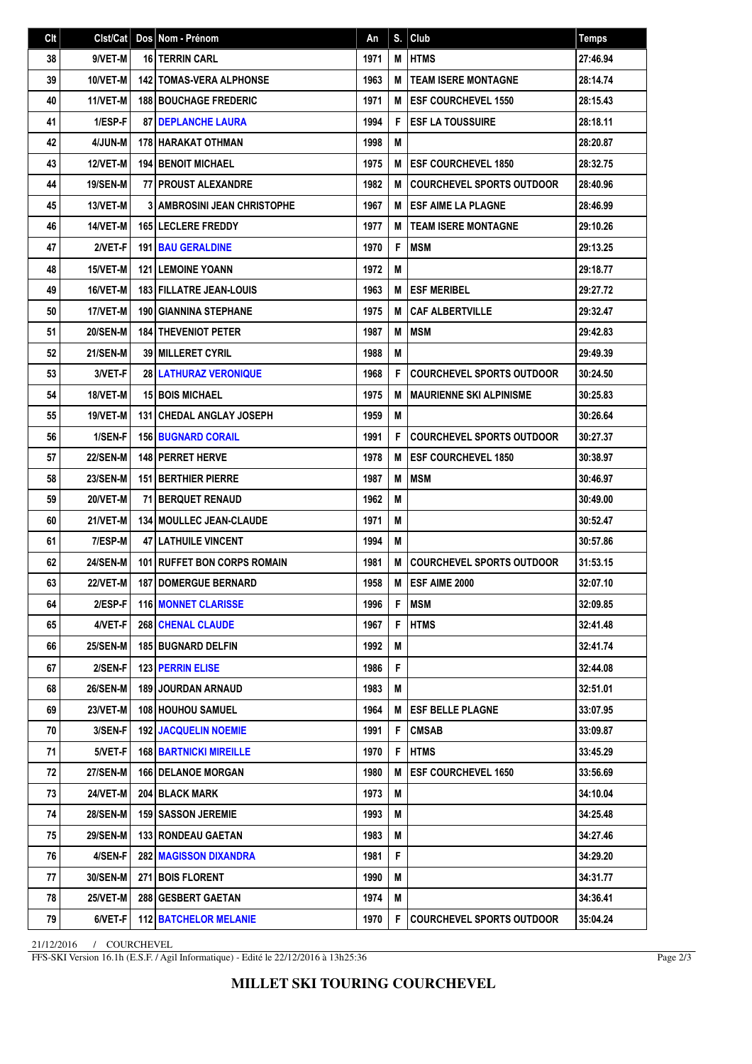| Clt | Clst/Cat | Dos | Nom - Prénom | An | S. | Club | Temps |
|---|---|---|---|---|---|---|---|
| 38 | 9/VET-M | 16 | TERRIN CARL | 1971 | M | HTMS | 27:46.94 |
| 39 | 10/VET-M | 142 | TOMAS-VERA ALPHONSE | 1963 | M | TEAM ISERE MONTAGNE | 28:14.74 |
| 40 | 11/VET-M | 188 | BOUCHAGE FREDERIC | 1971 | M | ESF COURCHEVEL 1550 | 28:15.43 |
| 41 | 1/ESP-F | 87 | DEPLANCHE LAURA | 1994 | F | ESF LA TOUSSUIRE | 28:18.11 |
| 42 | 4/JUN-M | 178 | HARAKAT OTHMAN | 1998 | M | | 28:20.87 |
| 43 | 12/VET-M | 194 | BENOIT MICHAEL | 1975 | M | ESF COURCHEVEL 1850 | 28:32.75 |
| 44 | 19/SEN-M | 77 | PROUST ALEXANDRE | 1982 | M | COURCHEVEL SPORTS OUTDOOR | 28:40.96 |
| 45 | 13/VET-M | 3 | AMBROSINI JEAN CHRISTOPHE | 1967 | M | ESF AIME LA PLAGNE | 28:46.99 |
| 46 | 14/VET-M | 165 | LECLERE FREDDY | 1977 | M | TEAM ISERE MONTAGNE | 29:10.26 |
| 47 | 2/VET-F | 191 | BAU GERALDINE | 1970 | F | MSM | 29:13.25 |
| 48 | 15/VET-M | 121 | LEMOINE YOANN | 1972 | M | | 29:18.77 |
| 49 | 16/VET-M | 183 | FILLATRE JEAN-LOUIS | 1963 | M | ESF MERIBEL | 29:27.72 |
| 50 | 17/VET-M | 190 | GIANNINA STEPHANE | 1975 | M | CAF ALBERTVILLE | 29:32.47 |
| 51 | 20/SEN-M | 184 | THEVENIOT PETER | 1987 | M | MSM | 29:42.83 |
| 52 | 21/SEN-M | 39 | MILLERET CYRIL | 1988 | M | | 29:49.39 |
| 53 | 3/VET-F | 28 | LATHURAZ VERONIQUE | 1968 | F | COURCHEVEL SPORTS OUTDOOR | 30:24.50 |
| 54 | 18/VET-M | 15 | BOIS MICHAEL | 1975 | M | MAURIENNE SKI ALPINISME | 30:25.83 |
| 55 | 19/VET-M | 131 | CHEDAL ANGLAY JOSEPH | 1959 | M | | 30:26.64 |
| 56 | 1/SEN-F | 156 | BUGNARD CORAIL | 1991 | F | COURCHEVEL SPORTS OUTDOOR | 30:27.37 |
| 57 | 22/SEN-M | 148 | PERRET HERVE | 1978 | M | ESF COURCHEVEL 1850 | 30:38.97 |
| 58 | 23/SEN-M | 151 | BERTHIER PIERRE | 1987 | M | MSM | 30:46.97 |
| 59 | 20/VET-M | 71 | BERQUET RENAUD | 1962 | M | | 30:49.00 |
| 60 | 21/VET-M | 134 | MOULLEC JEAN-CLAUDE | 1971 | M | | 30:52.47 |
| 61 | 7/ESP-M | 47 | LATHUILE VINCENT | 1994 | M | | 30:57.86 |
| 62 | 24/SEN-M | 101 | RUFFET BON CORPS ROMAIN | 1981 | M | COURCHEVEL SPORTS OUTDOOR | 31:53.15 |
| 63 | 22/VET-M | 187 | DOMERGUE BERNARD | 1958 | M | ESF AIME 2000 | 32:07.10 |
| 64 | 2/ESP-F | 116 | MONNET CLARISSE | 1996 | F | MSM | 32:09.85 |
| 65 | 4/VET-F | 268 | CHENAL CLAUDE | 1967 | F | HTMS | 32:41.48 |
| 66 | 25/SEN-M | 185 | BUGNARD DELFIN | 1992 | M | | 32:41.74 |
| 67 | 2/SEN-F | 123 | PERRIN ELISE | 1986 | F | | 32:44.08 |
| 68 | 26/SEN-M | 189 | JOURDAN ARNAUD | 1983 | M | | 32:51.01 |
| 69 | 23/VET-M | 108 | HOUHOU SAMUEL | 1964 | M | ESF BELLE PLAGNE | 33:07.95 |
| 70 | 3/SEN-F | 192 | JACQUELIN NOEMIE | 1991 | F | CMSAB | 33:09.87 |
| 71 | 5/VET-F | 168 | BARTNICKI MIREILLE | 1970 | F | HTMS | 33:45.29 |
| 72 | 27/SEN-M | 166 | DELANOE MORGAN | 1980 | M | ESF COURCHEVEL 1650 | 33:56.69 |
| 73 | 24/VET-M | 204 | BLACK MARK | 1973 | M | | 34:10.04 |
| 74 | 28/SEN-M | 159 | SASSON JEREMIE | 1993 | M | | 34:25.48 |
| 75 | 29/SEN-M | 133 | RONDEAU GAETAN | 1983 | M | | 34:27.46 |
| 76 | 4/SEN-F | 282 | MAGISSON DIXANDRA | 1981 | F | | 34:29.20 |
| 77 | 30/SEN-M | 271 | BOIS FLORENT | 1990 | M | | 34:31.77 |
| 78 | 25/VET-M | 288 | GESBERT GAETAN | 1974 | M | | 34:36.41 |
| 79 | 6/VET-F | 112 | BATCHELOR MELANIE | 1970 | F | COURCHEVEL SPORTS OUTDOOR | 35:04.24 |

21/12/2016 / COURCHEVEL

FFS-SKI Version 16.1h (E.S.F. / Agil Informatique) - Edité le 22/12/2016 à 13h25:36

**MILLET SKI TOURING COURCHEVEL**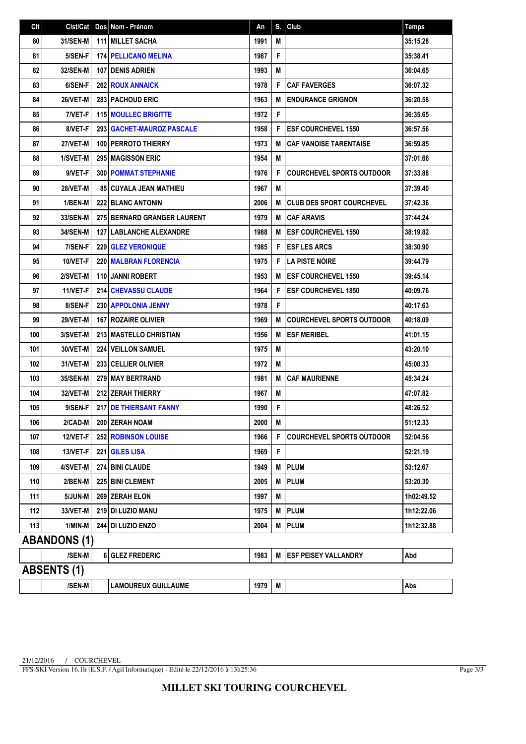| Clt | Clst/Cat | Dos | Nom - Prénom | An | S. | Club | Temps |
|---|---|---|---|---|---|---|---|
| 80 | 31/SEN-M | 111 | MILLET SACHA | 1991 | M | | 35:15.28 |
| 81 | 5/SEN-F | 174 | PELLICANO MELINA | 1987 | F | | 35:38.41 |
| 82 | 32/SEN-M | 107 | DENIS ADRIEN | 1993 | M | | 36:04.65 |
| 83 | 6/SEN-F | 262 | ROUX ANNAICK | 1978 | F | CAF FAVERGES | 36:07.32 |
| 84 | 26/VET-M | 283 | PACHOUD ERIC | 1963 | M | ENDURANCE GRIGNON | 36:20.58 |
| 85 | 7/VET-F | 115 | MOULLEC BRIGITTE | 1972 | F | | 36:35.65 |
| 86 | 8/VET-F | 293 | GACHET-MAUROZ PASCALE | 1958 | F | ESF COURCHEVEL 1550 | 36:57.56 |
| 87 | 27/VET-M | 100 | PERROTO THIERRY | 1973 | M | CAF VANOISE TARENTAISE | 36:59.85 |
| 88 | 1/SVET-M | 295 | MAGISSON ERIC | 1954 | M | | 37:01.66 |
| 89 | 9/VET-F | 300 | POMMAT STEPHANIE | 1976 | F | COURCHEVEL SPORTS OUTDOOR | 37:33.88 |
| 90 | 28/VET-M | 85 | CUYALA JEAN MATHIEU | 1967 | M | | 37:39.40 |
| 91 | 1/BEN-M | 222 | BLANC ANTONIN | 2006 | M | CLUB DES SPORT COURCHEVEL | 37:42.36 |
| 92 | 33/SEN-M | 275 | BERNARD GRANGER LAURENT | 1979 | M | CAF ARAVIS | 37:44.24 |
| 93 | 34/SEN-M | 127 | LABLANCHE ALEXANDRE | 1988 | M | ESF COURCHEVEL 1550 | 38:19.82 |
| 94 | 7/SEN-F | 229 | GLEZ VERONIQUE | 1985 | F | ESF LES ARCS | 38:30.90 |
| 95 | 10/VET-F | 220 | MALBRAN FLORENCIA | 1975 | F | LA PISTE NOIRE | 39:44.79 |
| 96 | 2/SVET-M | 110 | JANNI ROBERT | 1953 | M | ESF COURCHEVEL 1550 | 39:45.14 |
| 97 | 11/VET-F | 214 | CHEVASSU CLAUDE | 1964 | F | ESF COURCHEVEL 1850 | 40:09.76 |
| 98 | 8/SEN-F | 230 | APPOLONIA JENNY | 1978 | F | | 40:17.63 |
| 99 | 29/VET-M | 167 | ROZAIRE OLIVIER | 1969 | M | COURCHEVEL SPORTS OUTDOOR | 40:18.09 |
| 100 | 3/SVET-M | 213 | MASTELLO CHRISTIAN | 1956 | M | ESF MERIBEL | 41:01.15 |
| 101 | 30/VET-M | 224 | VEILLON SAMUEL | 1975 | M | | 43:20.10 |
| 102 | 31/VET-M | 233 | CELLIER OLIVIER | 1972 | M | | 45:00.33 |
| 103 | 35/SEN-M | 279 | MAY BERTRAND | 1981 | M | CAF MAURIENNE | 45:34.24 |
| 104 | 32/VET-M | 212 | ZERAH THIERRY | 1967 | M | | 47:07.82 |
| 105 | 9/SEN-F | 217 | DE THIERSANT FANNY | 1990 | F | | 48:26.52 |
| 106 | 2/CAD-M | 200 | ZERAH NOAM | 2000 | M | | 51:12.33 |
| 107 | 12/VET-F | 252 | ROBINSON LOUISE | 1966 | F | COURCHEVEL SPORTS OUTDOOR | 52:04.56 |
| 108 | 13/VET-F | 221 | GILES LISA | 1969 | F | | 52:21.19 |
| 109 | 4/SVET-M | 274 | BINI CLAUDE | 1949 | M | PLUM | 53:12.67 |
| 110 | 2/BEN-M | 225 | BINI CLEMENT | 2005 | M | PLUM | 53:20.30 |
| 111 | 5/JUN-M | 269 | ZERAH ELON | 1997 | M | | 1h02:49.52 |
| 112 | 33/VET-M | 219 | DI LUZIO MANU | 1975 | M | PLUM | 1h12:22.06 |
| 113 | 1/MIN-M | 244 | DI LUZIO ENZO | 2004 | M | PLUM | 1h12:32.88 |

## ABANDONS (1)

| | | | | | | | |
|---|---|---|---|---|---|---|---|
| | /SEN-M | 6 | GLEZ FREDERIC | 1983 | M | ESF PEISEY VALLANDRY | Abd |

## ABSENTS (1)

| | | | | | | | |
|---|---|---|---|---|---|---|---|
| | /SEN-M | | LAMOUREUX GUILLAUME | 1979 | M | | Abs |

21/12/2016 / COURCHEVEL

FFS-SKI Version 16.1h (E.S.F. / Agil Informatique) - Edité le 22/12/2016 à 13h25:36

**MILLET SKI TOURING COURCHEVEL**